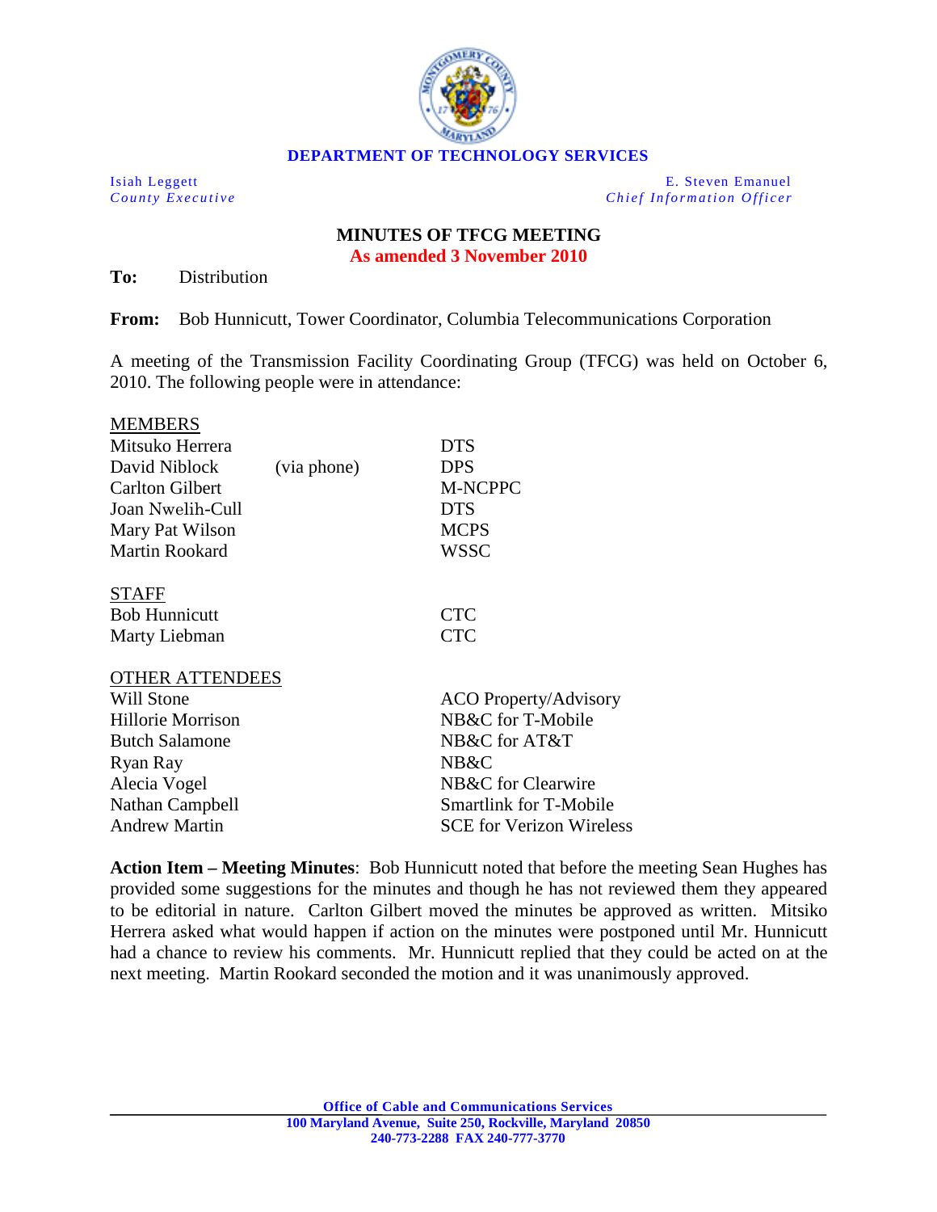**DEPARTMENT OF TECHNOLOGY SERVICES**

| | |
|---|---|
| Isiah Leggett | E. Steven Emanuel |
| *County Executive* | *Chief Information Officer* |

## MINUTES OF TFCG MEETING

**As amended 3 November 2010**

**To:** Distribution

**From:** Bob Hunnicutt, Tower Coordinator, Columbia Telecommunications Corporation

A meeting of the Transmission Facility Coordinating Group (TFCG) was held on October 6, 2010. The following people were in attendance:

| | | |
|---|---|---|
| **MEMBERS** | | |
| Mitsuko Herrera | | DTS |
| David Niblock | (via phone) | DPS |
| Carlton Gilbert | | M-NCPPC |
| Joan Nwelih-Cull | | DTS |
| Mary Pat Wilson | | MCPS |
| Martin Rookard | | WSSC |
| **STAFF** | | |
| Bob Hunnicutt | | CTC |
| Marty Liebman | | CTC |
| **OTHER ATTENDEES** | | |
| Will Stone | | ACO Property/Advisory |
| Hillorie Morrison | | NB&C for T-Mobile |
| Butch Salamone | | NB&C for AT&T |
| Ryan Ray | | NB&C |
| Alecia Vogel | | NB&C for Clearwire |
| Nathan Campbell | | Smartlink for T-Mobile |
| Andrew Martin | | SCE for Verizon Wireless |

**Action Item – Meeting Minutes**: Bob Hunnicutt noted that before the meeting Sean Hughes has provided some suggestions for the minutes and though he has not reviewed them they appeared to be editorial in nature. Carlton Gilbert moved the minutes be approved as written. Mitsiko Herrera asked what would happen if action on the minutes were postponed until Mr. Hunnicutt had a chance to review his comments. Mr. Hunnicutt replied that they could be acted on at the next meeting. Martin Rookard seconded the motion and it was unanimously approved.

Office of Cable and Communications Services
100 Maryland Avenue, Suite 250, Rockville, Maryland 20850
240-773-2288 FAX 240-777-3770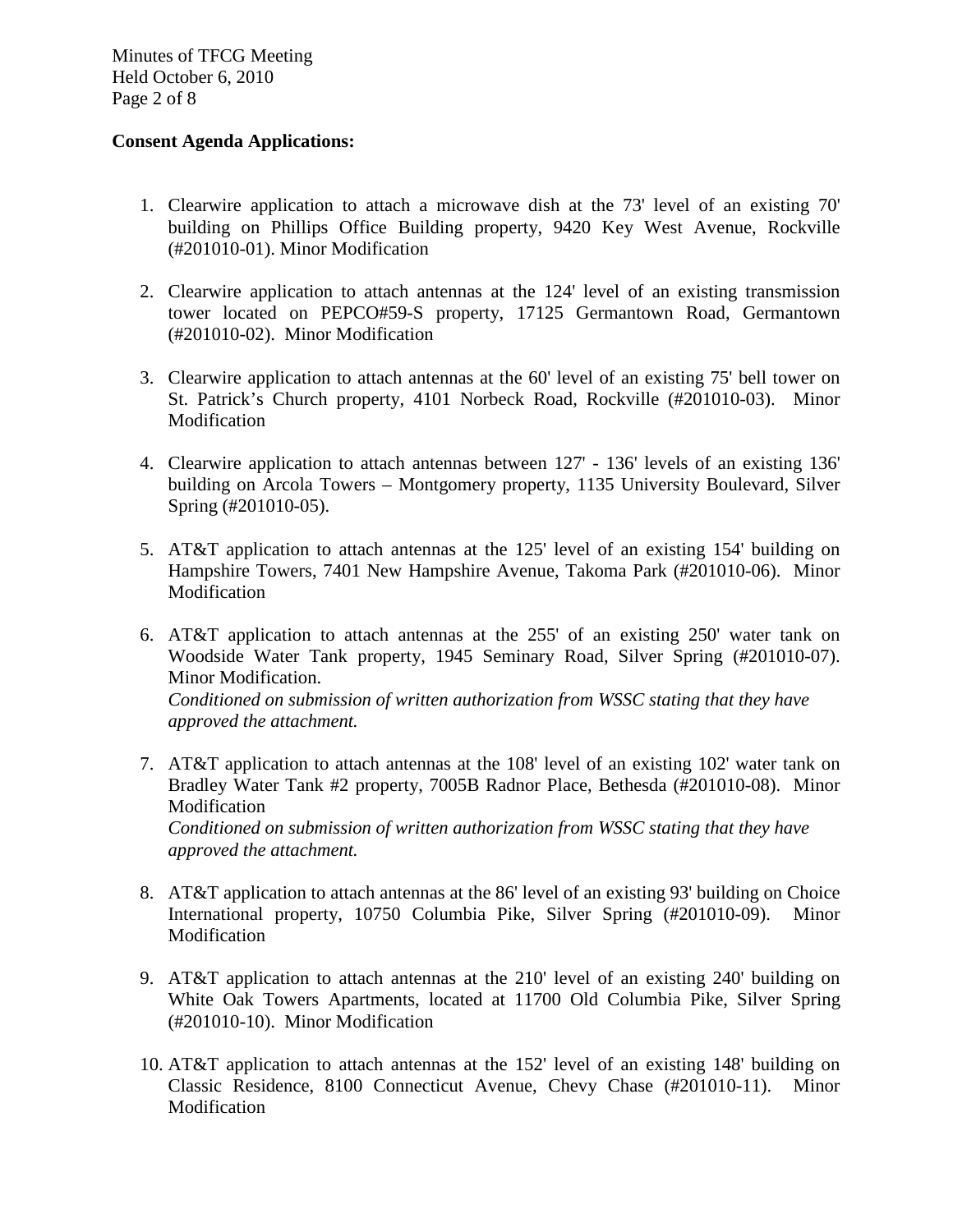**Consent Agenda Applications:**

1. Clearwire application to attach a microwave dish at the 73' level of an existing 70' building on Phillips Office Building property, 9420 Key West Avenue, Rockville (#201010-01). Minor Modification

2. Clearwire application to attach antennas at the 124' level of an existing transmission tower located on PEPCO#59-S property, 17125 Germantown Road, Germantown (#201010-02). Minor Modification

3. Clearwire application to attach antennas at the 60' level of an existing 75' bell tower on St. Patrick's Church property, 4101 Norbeck Road, Rockville (#201010-03). Minor Modification

4. Clearwire application to attach antennas between 127' - 136' levels of an existing 136' building on Arcola Towers – Montgomery property, 1135 University Boulevard, Silver Spring (#201010-05).

5. AT&T application to attach antennas at the 125' level of an existing 154' building on Hampshire Towers, 7401 New Hampshire Avenue, Takoma Park (#201010-06). Minor Modification

6. AT&T application to attach antennas at the 255' of an existing 250' water tank on Woodside Water Tank property, 1945 Seminary Road, Silver Spring (#201010-07). Minor Modification.
   *Conditioned on submission of written authorization from WSSC stating that they have approved the attachment.*

7. AT&T application to attach antennas at the 108' level of an existing 102' water tank on Bradley Water Tank #2 property, 7005B Radnor Place, Bethesda (#201010-08). Minor Modification
   *Conditioned on submission of written authorization from WSSC stating that they have approved the attachment.*

8. AT&T application to attach antennas at the 86' level of an existing 93' building on Choice International property, 10750 Columbia Pike, Silver Spring (#201010-09). Minor Modification

9. AT&T application to attach antennas at the 210' level of an existing 240' building on White Oak Towers Apartments, located at 11700 Old Columbia Pike, Silver Spring (#201010-10). Minor Modification

10. AT&T application to attach antennas at the 152' level of an existing 148' building on Classic Residence, 8100 Connecticut Avenue, Chevy Chase (#201010-11). Minor Modification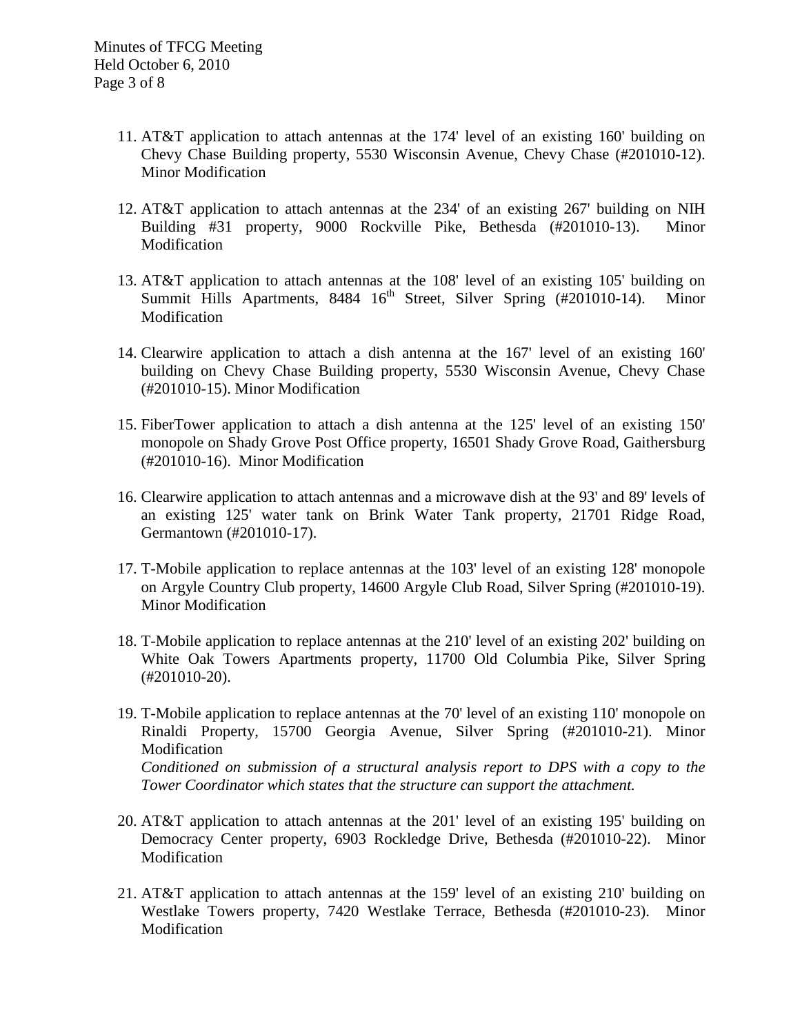11. AT&T application to attach antennas at the 174' level of an existing 160' building on Chevy Chase Building property, 5530 Wisconsin Avenue, Chevy Chase (#201010-12). Minor Modification

12. AT&T application to attach antennas at the 234' of an existing 267' building on NIH Building #31 property, 9000 Rockville Pike, Bethesda (#201010-13). Minor Modification

13. AT&T application to attach antennas at the 108' level of an existing 105' building on Summit Hills Apartments, 8484 16th Street, Silver Spring (#201010-14). Minor Modification

14. Clearwire application to attach a dish antenna at the 167' level of an existing 160' building on Chevy Chase Building property, 5530 Wisconsin Avenue, Chevy Chase (#201010-15). Minor Modification

15. FiberTower application to attach a dish antenna at the 125' level of an existing 150' monopole on Shady Grove Post Office property, 16501 Shady Grove Road, Gaithersburg (#201010-16). Minor Modification

16. Clearwire application to attach antennas and a microwave dish at the 93' and 89' levels of an existing 125' water tank on Brink Water Tank property, 21701 Ridge Road, Germantown (#201010-17).

17. T-Mobile application to replace antennas at the 103' level of an existing 128' monopole on Argyle Country Club property, 14600 Argyle Club Road, Silver Spring (#201010-19). Minor Modification

18. T-Mobile application to replace antennas at the 210' level of an existing 202' building on White Oak Towers Apartments property, 11700 Old Columbia Pike, Silver Spring (#201010-20).

19. T-Mobile application to replace antennas at the 70' level of an existing 110' monopole on Rinaldi Property, 15700 Georgia Avenue, Silver Spring (#201010-21). Minor Modification
    *Conditioned on submission of a structural analysis report to DPS with a copy to the Tower Coordinator which states that the structure can support the attachment.*

20. AT&T application to attach antennas at the 201' level of an existing 195' building on Democracy Center property, 6903 Rockledge Drive, Bethesda (#201010-22). Minor Modification

21. AT&T application to attach antennas at the 159' level of an existing 210' building on Westlake Towers property, 7420 Westlake Terrace, Bethesda (#201010-23). Minor Modification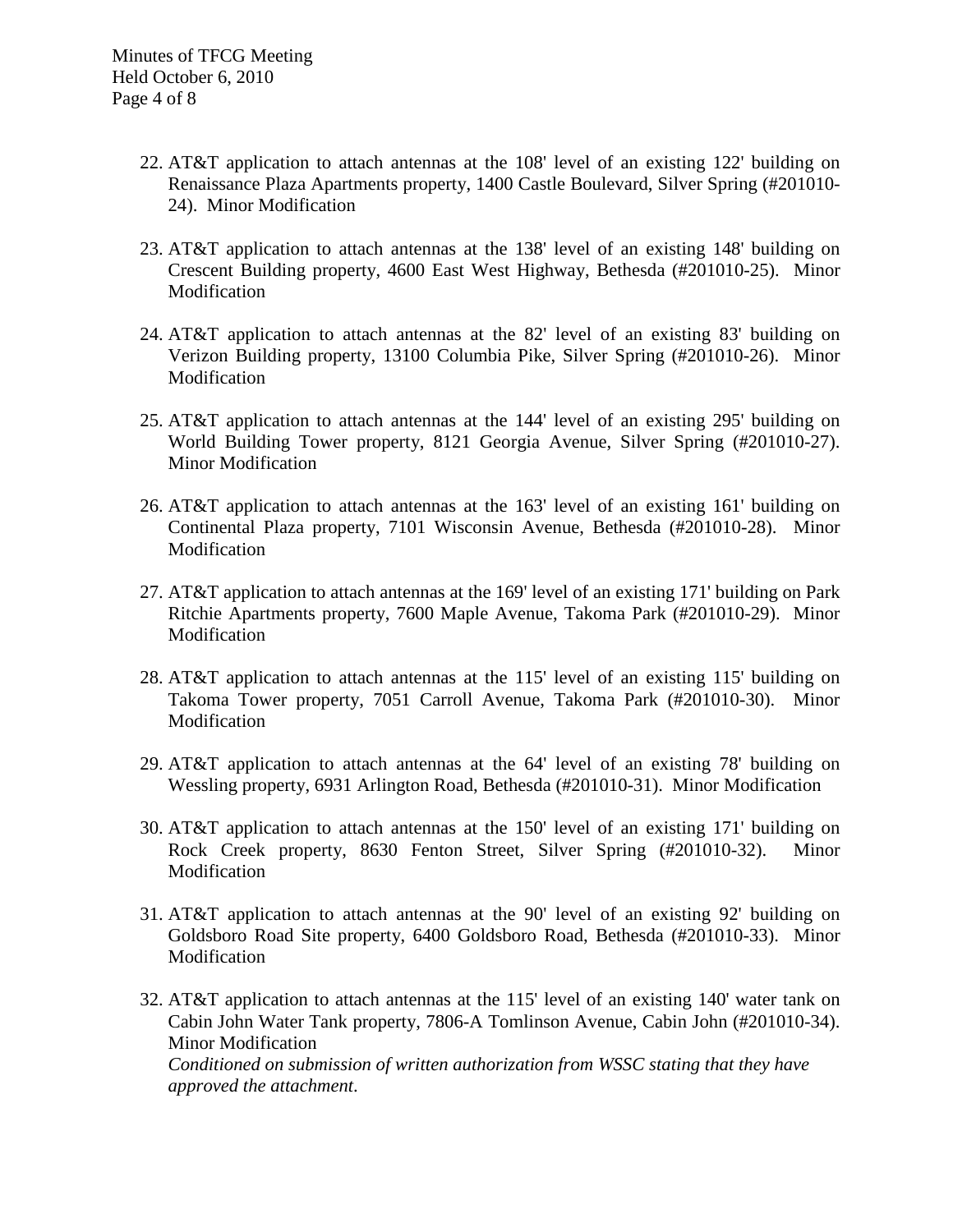22. AT&T application to attach antennas at the 108' level of an existing 122' building on Renaissance Plaza Apartments property, 1400 Castle Boulevard, Silver Spring (#201010-24). Minor Modification

23. AT&T application to attach antennas at the 138' level of an existing 148' building on Crescent Building property, 4600 East West Highway, Bethesda (#201010-25). Minor Modification

24. AT&T application to attach antennas at the 82' level of an existing 83' building on Verizon Building property, 13100 Columbia Pike, Silver Spring (#201010-26). Minor Modification

25. AT&T application to attach antennas at the 144' level of an existing 295' building on World Building Tower property, 8121 Georgia Avenue, Silver Spring (#201010-27). Minor Modification

26. AT&T application to attach antennas at the 163' level of an existing 161' building on Continental Plaza property, 7101 Wisconsin Avenue, Bethesda (#201010-28). Minor Modification

27. AT&T application to attach antennas at the 169' level of an existing 171' building on Park Ritchie Apartments property, 7600 Maple Avenue, Takoma Park (#201010-29). Minor Modification

28. AT&T application to attach antennas at the 115' level of an existing 115' building on Takoma Tower property, 7051 Carroll Avenue, Takoma Park (#201010-30). Minor Modification

29. AT&T application to attach antennas at the 64' level of an existing 78' building on Wessling property, 6931 Arlington Road, Bethesda (#201010-31). Minor Modification

30. AT&T application to attach antennas at the 150' level of an existing 171' building on Rock Creek property, 8630 Fenton Street, Silver Spring (#201010-32). Minor Modification

31. AT&T application to attach antennas at the 90' level of an existing 92' building on Goldsboro Road Site property, 6400 Goldsboro Road, Bethesda (#201010-33). Minor Modification

32. AT&T application to attach antennas at the 115' level of an existing 140' water tank on Cabin John Water Tank property, 7806-A Tomlinson Avenue, Cabin John (#201010-34). Minor Modification
    *Conditioned on submission of written authorization from WSSC stating that they have approved the attachment*.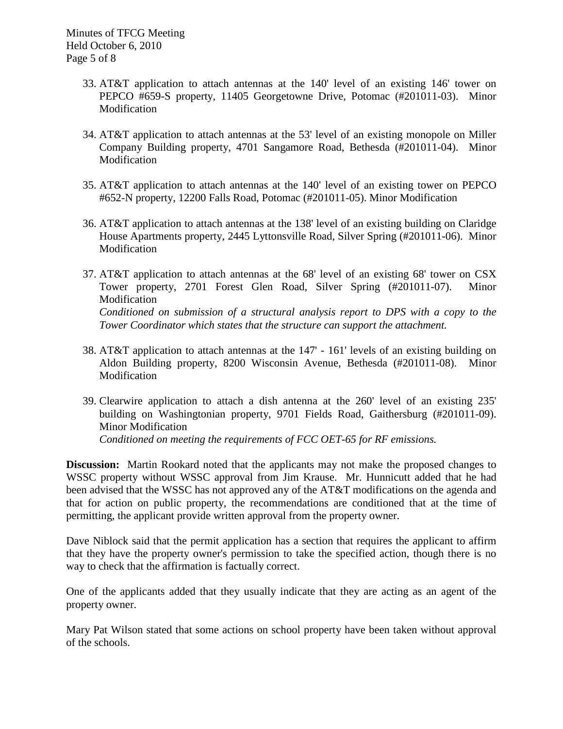33. AT&T application to attach antennas at the 140' level of an existing 146' tower on PEPCO #659-S property, 11405 Georgetowne Drive, Potomac (#201011-03). Minor Modification

34. AT&T application to attach antennas at the 53' level of an existing monopole on Miller Company Building property, 4701 Sangamore Road, Bethesda (#201011-04). Minor Modification

35. AT&T application to attach antennas at the 140' level of an existing tower on PEPCO #652-N property, 12200 Falls Road, Potomac (#201011-05). Minor Modification

36. AT&T application to attach antennas at the 138' level of an existing building on Claridge House Apartments property, 2445 Lyttonsville Road, Silver Spring (#201011-06). Minor Modification

37. AT&T application to attach antennas at the 68' level of an existing 68' tower on CSX Tower property, 2701 Forest Glen Road, Silver Spring (#201011-07). Minor Modification
    *Conditioned on submission of a structural analysis report to DPS with a copy to the Tower Coordinator which states that the structure can support the attachment.*

38. AT&T application to attach antennas at the 147' - 161' levels of an existing building on Aldon Building property, 8200 Wisconsin Avenue, Bethesda (#201011-08). Minor Modification

39. Clearwire application to attach a dish antenna at the 260' level of an existing 235' building on Washingtonian property, 9701 Fields Road, Gaithersburg (#201011-09). Minor Modification
    *Conditioned on meeting the requirements of FCC OET-65 for RF emissions.*

**Discussion:** Martin Rookard noted that the applicants may not make the proposed changes to WSSC property without WSSC approval from Jim Krause. Mr. Hunnicutt added that he had been advised that the WSSC has not approved any of the AT&T modifications on the agenda and that for action on public property, the recommendations are conditioned that at the time of permitting, the applicant provide written approval from the property owner.

Dave Niblock said that the permit application has a section that requires the applicant to affirm that they have the property owner's permission to take the specified action, though there is no way to check that the affirmation is factually correct.

One of the applicants added that they usually indicate that they are acting as an agent of the property owner.

Mary Pat Wilson stated that some actions on school property have been taken without approval of the schools.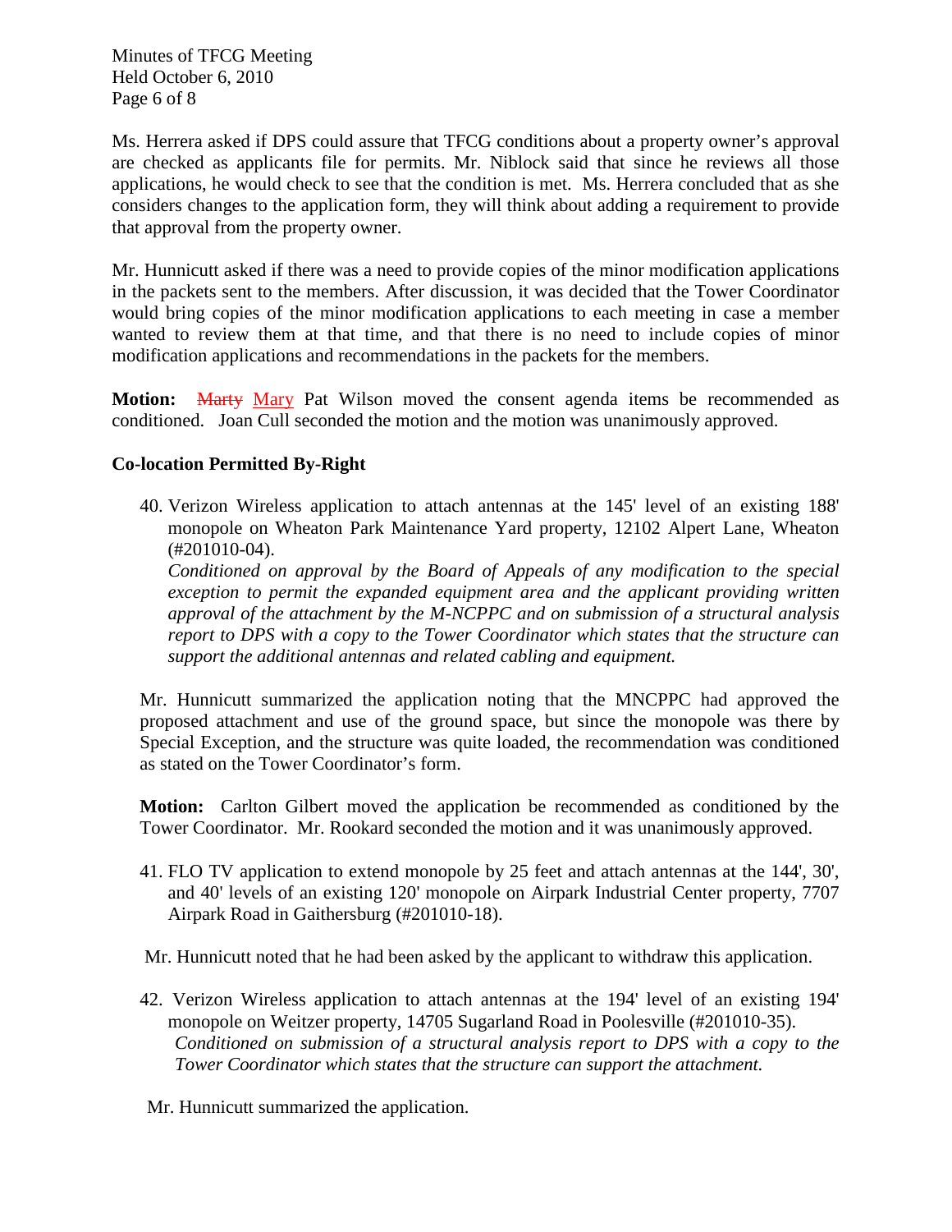Ms. Herrera asked if DPS could assure that TFCG conditions about a property owner's approval are checked as applicants file for permits. Mr. Niblock said that since he reviews all those applications, he would check to see that the condition is met. Ms. Herrera concluded that as she considers changes to the application form, they will think about adding a requirement to provide that approval from the property owner.

Mr. Hunnicutt asked if there was a need to provide copies of the minor modification applications in the packets sent to the members. After discussion, it was decided that the Tower Coordinator would bring copies of the minor modification applications to each meeting in case a member wanted to review them at that time, and that there is no need to include copies of minor modification applications and recommendations in the packets for the members.

**Motion:** ~~Marty~~ Mary Pat Wilson moved the consent agenda items be recommended as conditioned. Joan Cull seconded the motion and the motion was unanimously approved.

**Co-location Permitted By-Right**

40. Verizon Wireless application to attach antennas at the 145' level of an existing 188' monopole on Wheaton Park Maintenance Yard property, 12102 Alpert Lane, Wheaton (#201010-04).
    *Conditioned on approval by the Board of Appeals of any modification to the special exception to permit the expanded equipment area and the applicant providing written approval of the attachment by the M-NCPPC and on submission of a structural analysis report to DPS with a copy to the Tower Coordinator which states that the structure can support the additional antennas and related cabling and equipment.*

    Mr. Hunnicutt summarized the application noting that the MNCPPC had approved the proposed attachment and use of the ground space, but since the monopole was there by Special Exception, and the structure was quite loaded, the recommendation was conditioned as stated on the Tower Coordinator's form.

    **Motion:** Carlton Gilbert moved the application be recommended as conditioned by the Tower Coordinator. Mr. Rookard seconded the motion and it was unanimously approved.

41. FLO TV application to extend monopole by 25 feet and attach antennas at the 144', 30', and 40' levels of an existing 120' monopole on Airpark Industrial Center property, 7707 Airpark Road in Gaithersburg (#201010-18).

    Mr. Hunnicutt noted that he had been asked by the applicant to withdraw this application.

42. Verizon Wireless application to attach antennas at the 194' level of an existing 194' monopole on Weitzer property, 14705 Sugarland Road in Poolesville (#201010-35).
    *Conditioned on submission of a structural analysis report to DPS with a copy to the Tower Coordinator which states that the structure can support the attachment.*

    Mr. Hunnicutt summarized the application.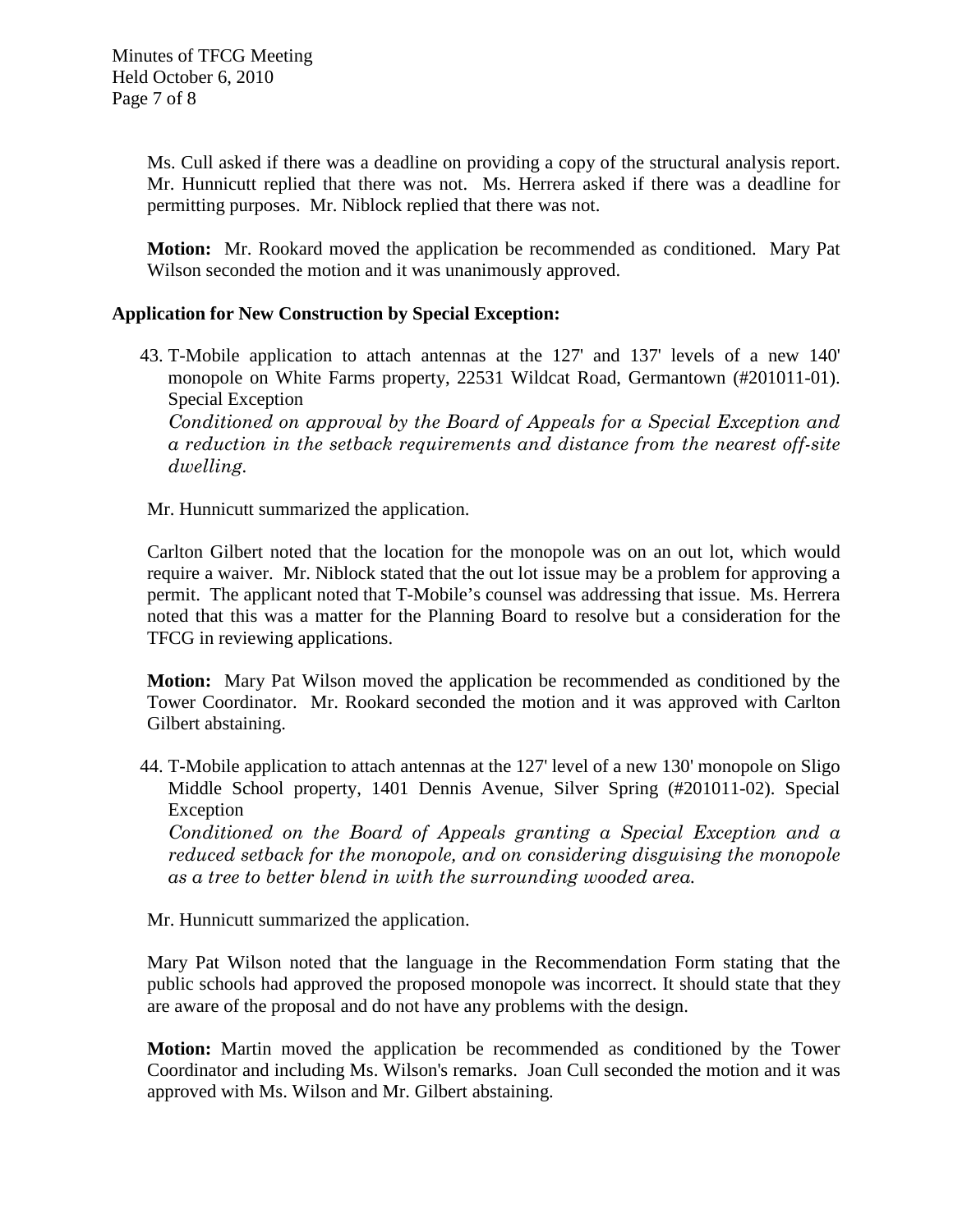Ms. Cull asked if there was a deadline on providing a copy of the structural analysis report. Mr. Hunnicutt replied that there was not. Ms. Herrera asked if there was a deadline for permitting purposes. Mr. Niblock replied that there was not.

**Motion:** Mr. Rookard moved the application be recommended as conditioned. Mary Pat Wilson seconded the motion and it was unanimously approved.

**Application for New Construction by Special Exception:**

43. T-Mobile application to attach antennas at the 127' and 137' levels of a new 140' monopole on White Farms property, 22531 Wildcat Road, Germantown (#201011-01). Special Exception
    *Conditioned on approval by the Board of Appeals for a Special Exception and a reduction in the setback requirements and distance from the nearest off-site dwelling.*

Mr. Hunnicutt summarized the application.

Carlton Gilbert noted that the location for the monopole was on an out lot, which would require a waiver. Mr. Niblock stated that the out lot issue may be a problem for approving a permit. The applicant noted that T-Mobile's counsel was addressing that issue. Ms. Herrera noted that this was a matter for the Planning Board to resolve but a consideration for the TFCG in reviewing applications.

**Motion:** Mary Pat Wilson moved the application be recommended as conditioned by the Tower Coordinator. Mr. Rookard seconded the motion and it was approved with Carlton Gilbert abstaining.

44. T-Mobile application to attach antennas at the 127' level of a new 130' monopole on Sligo Middle School property, 1401 Dennis Avenue, Silver Spring (#201011-02). Special Exception
    *Conditioned on the Board of Appeals granting a Special Exception and a reduced setback for the monopole, and on considering disguising the monopole as a tree to better blend in with the surrounding wooded area.*

Mr. Hunnicutt summarized the application.

Mary Pat Wilson noted that the language in the Recommendation Form stating that the public schools had approved the proposed monopole was incorrect. It should state that they are aware of the proposal and do not have any problems with the design.

**Motion:** Martin moved the application be recommended as conditioned by the Tower Coordinator and including Ms. Wilson's remarks. Joan Cull seconded the motion and it was approved with Ms. Wilson and Mr. Gilbert abstaining.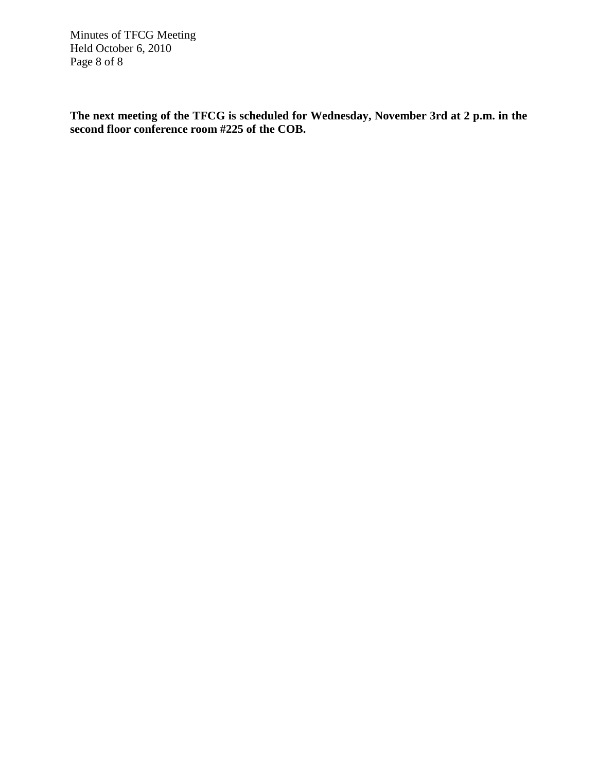**The next meeting of the TFCG is scheduled for Wednesday, November 3rd at 2 p.m. in the second floor conference room #225 of the COB.**